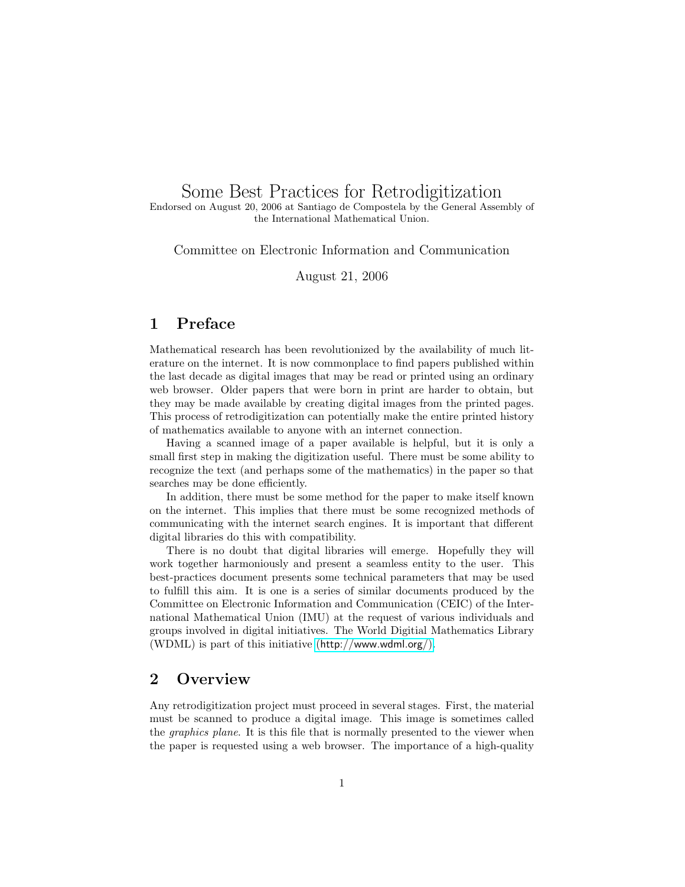# Some Best Practices for Retrodigitization

Endorsed on August 20, 2006 at Santiago de Compostela by the General Assembly of the International Mathematical Union.

Committee on Electronic Information and Communication

August 21, 2006

## 1 Preface

Mathematical research has been revolutionized by the availability of much literature on the internet. It is now commonplace to find papers published within the last decade as digital images that may be read or printed using an ordinary web browser. Older papers that were born in print are harder to obtain, but they may be made available by creating digital images from the printed pages. This process of retrodigitization can potentially make the entire printed history of mathematics available to anyone with an internet connection.

Having a scanned image of a paper available is helpful, but it is only a small first step in making the digitization useful. There must be some ability to recognize the text (and perhaps some of the mathematics) in the paper so that searches may be done efficiently.

In addition, there must be some method for the paper to make itself known on the internet. This implies that there must be some recognized methods of communicating with the internet search engines. It is important that different digital libraries do this with compatibility.

There is no doubt that digital libraries will emerge. Hopefully they will work together harmoniously and present a seamless entity to the user. This best-practices document presents some technical parameters that may be used to fulfill this aim. It is one is a series of similar documents produced by the Committee on Electronic Information and Communication (CEIC) of the International Mathematical Union (IMU) at the request of various individuals and groups involved in digital initiatives. The World Digitial Mathematics Library (WDML) is part of this initiative (http://www.wdml.org/).

## 2 Overview

Any retrodigitization project must proceed in several stages. First, the material must be scanned to produce a digital image. This image is sometimes called the *graphics plane*. It is this file that is normally presented to the viewer when the paper is requested using a web browser. The importance of a high-quality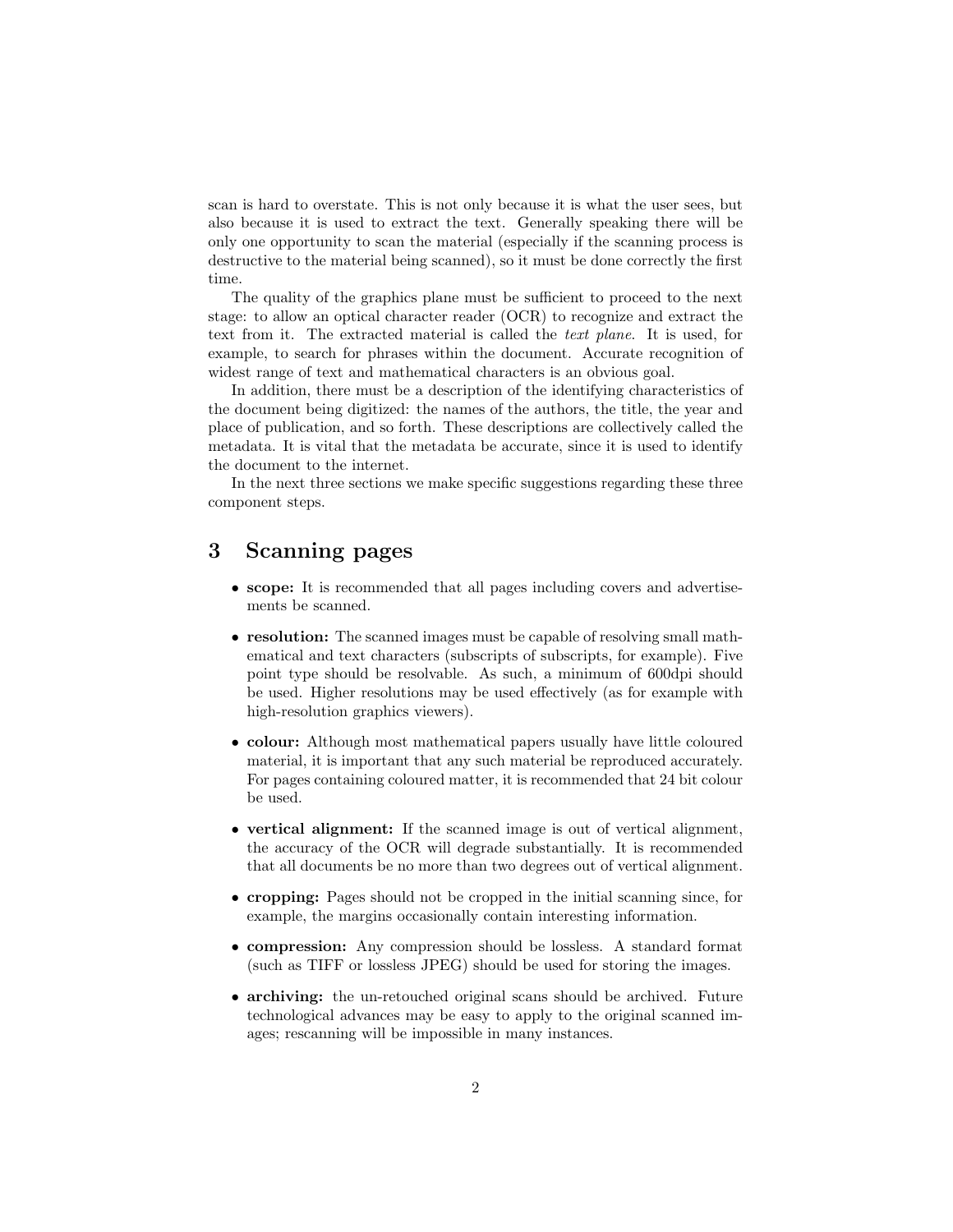scan is hard to overstate. This is not only because it is what the user sees, but also because it is used to extract the text. Generally speaking there will be only one opportunity to scan the material (especially if the scanning process is destructive to the material being scanned), so it must be done correctly the first time.

The quality of the graphics plane must be sufficient to proceed to the next stage: to allow an optical character reader (OCR) to recognize and extract the text from it. The extracted material is called the *text plane*. It is used, for example, to search for phrases within the document. Accurate recognition of widest range of text and mathematical characters is an obvious goal.

In addition, there must be a description of the identifying characteristics of the document being digitized: the names of the authors, the title, the year and place of publication, and so forth. These descriptions are collectively called the metadata. It is vital that the metadata be accurate, since it is used to identify the document to the internet.

In the next three sections we make specific suggestions regarding these three component steps.

# 3 Scanning pages

- **scope:** It is recommended that all pages including covers and advertisements be scanned.
- **resolution:** The scanned images must be capable of resolving small mathematical and text characters (subscripts of subscripts, for example). Five point type should be resolvable. As such, a minimum of 600dpi should be used. Higher resolutions may be used effectively (as for example with high-resolution graphics viewers).
- **colour:** Although most mathematical papers usually have little coloured material, it is important that any such material be reproduced accurately. For pages containing coloured matter, it is recommended that 24 bit colour be used.
- **vertical alignment:** If the scanned image is out of vertical alignment, the accuracy of the OCR will degrade substantially. It is recommended that all documents be no more than two degrees out of vertical alignment.
- **cropping:** Pages should not be cropped in the initial scanning since, for example, the margins occasionally contain interesting information.
- **compression:** Any compression should be lossless. A standard format (such as TIFF or lossless JPEG) should be used for storing the images.
- **archiving:** the un-retouched original scans should be archived. Future technological advances may be easy to apply to the original scanned images; rescanning will be impossible in many instances.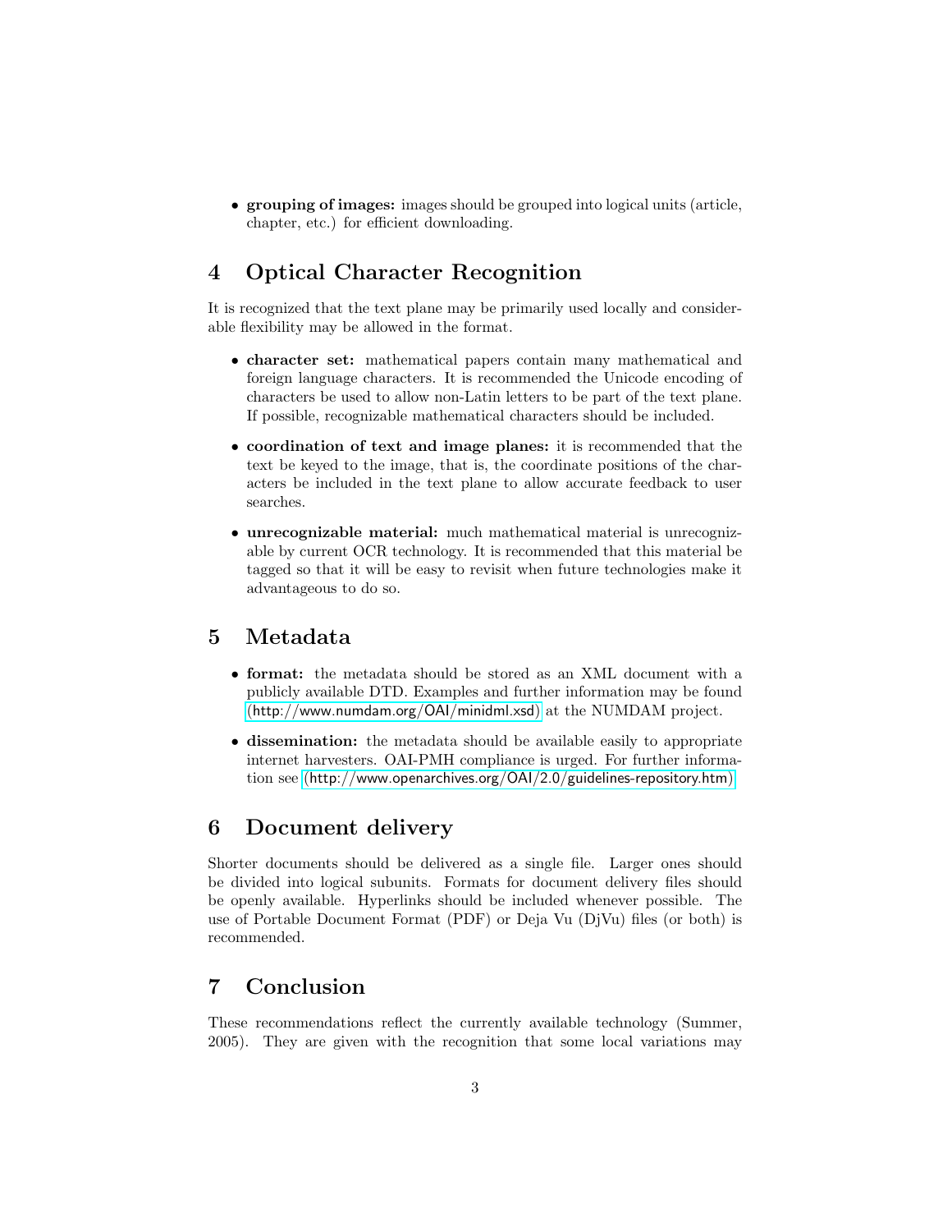- **grouping of images:** images should be grouped into logical units (article, chapter, etc.) for efficient downloading.

## 4 Optical Character Recognition

It is recognized that the text plane may be primarily used locally and considerable flexibility may be allowed in the format.

- **character set:** mathematical papers contain many mathematical and foreign language characters. It is recommended the Unicode encoding of characters be used to allow non-Latin letters to be part of the text plane. If possible, recognizable mathematical characters should be included.

- **coordination of text and image planes:** it is recommended that the text be keyed to the image, that is, the coordinate positions of the characters be included in the text plane to allow accurate feedback to user searches.

- **unrecognizable material:** much mathematical material is unrecognizable by current OCR technology. It is recommended that this material be tagged so that it will be easy to revisit when future technologies make it advantageous to do so.

## 5 Metadata

- **format:** the metadata should be stored as an XML document with a publicly available DTD. Examples and further information may be found (http://www.numdam.org/OAI/minidml.xsd) at the NUMDAM project.

- **dissemination:** the metadata should be available easily to appropriate internet harvesters. OAI-PMH compliance is urged. For further information see (http://www.openarchives.org/OAI/2.0/guidelines-repository.htm)

## 6 Document delivery

Shorter documents should be delivered as a single file. Larger ones should be divided into logical subunits. Formats for document delivery files should be openly available. Hyperlinks should be included whenever possible. The use of Portable Document Format (PDF) or Deja Vu (DjVu) files (or both) is recommended.

## 7 Conclusion

These recommendations reflect the currently available technology (Summer, 2005). They are given with the recognition that some local variations may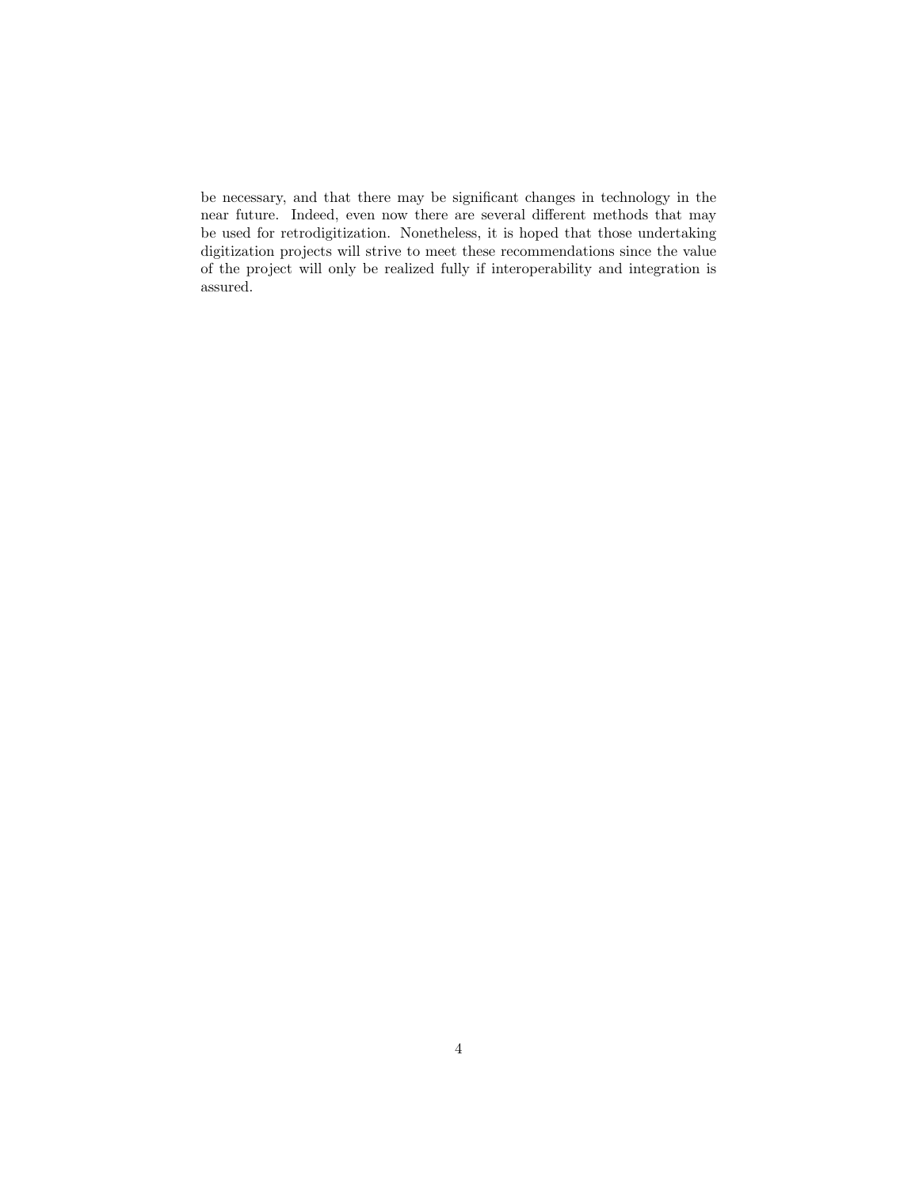be necessary, and that there may be significant changes in technology in the near future. Indeed, even now there are several different methods that may be used for retrodigitization. Nonetheless, it is hoped that those undertaking digitization projects will strive to meet these recommendations since the value of the project will only be realized fully if interoperability and integration is assured.